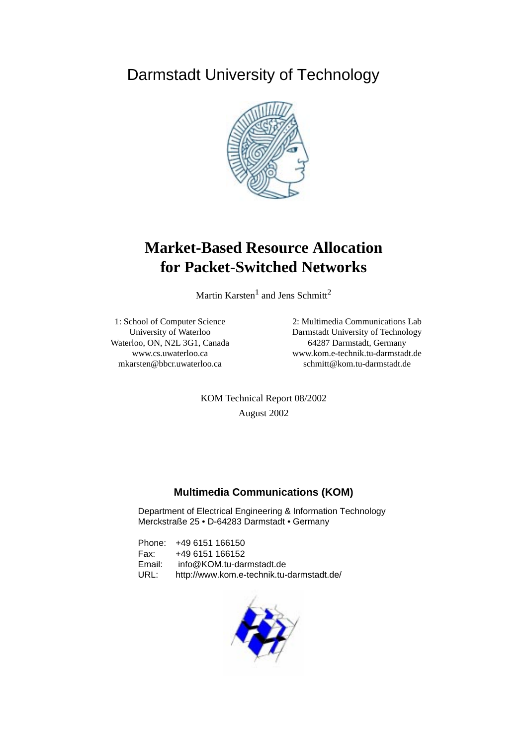Darmstadt University of Technology

# Market-Based Resource Allocation for Packet-Switched Networks

Martin Karsten[1] and Jens Schmitt[2]

1: School of Computer Science
University of Waterloo
Waterloo, ON, N2L 3G1, Canada
www.cs.uwaterloo.ca
mkarsten@bbcr.uwaterloo.ca

2: Multimedia Communications Lab
Darmstadt University of Technology
64287 Darmstadt, Germany
www.kom.e-technik.tu-darmstadt.de
schmitt@kom.tu-darmstadt.de

KOM Technical Report 08/2002
August 2002

**Multimedia Communications (KOM)**

Department of Electrical Engineering & Information Technology
Merckstraße 25 • D-64283 Darmstadt • Germany

Phone: +49 6151 166150
Fax: +49 6151 166152
Email: info@KOM.tu-darmstadt.de
URL: http://www.kom.e-technik.tu-darmstadt.de/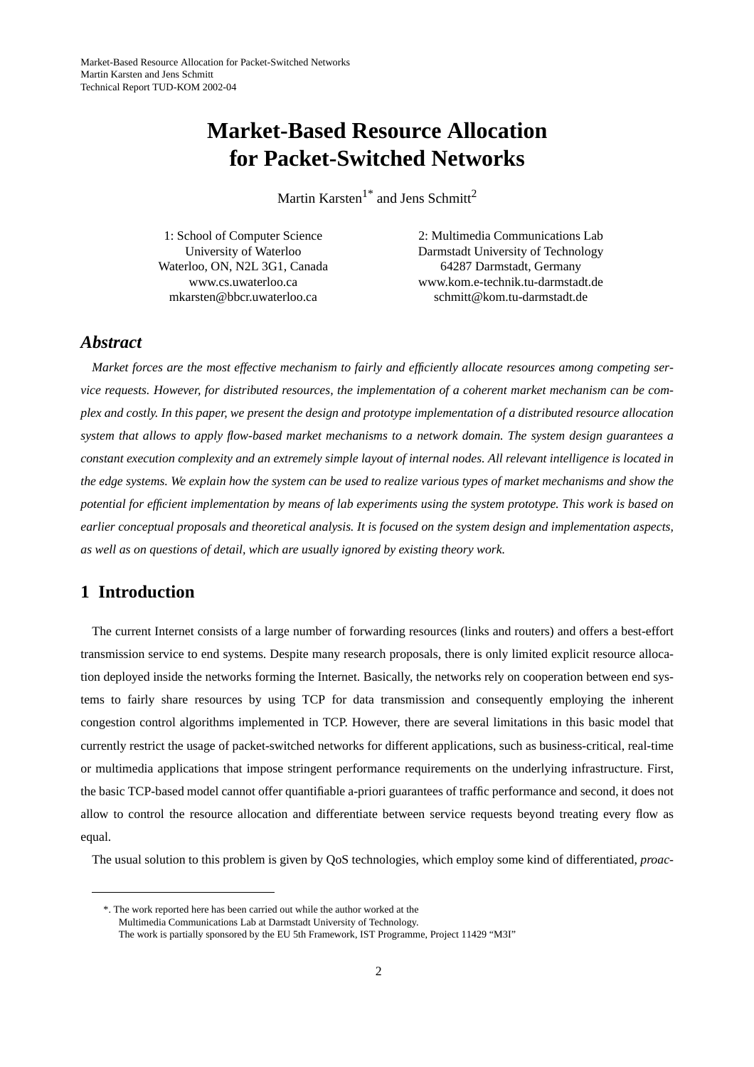# Market-Based Resource Allocation for Packet-Switched Networks

Martin Karsten[1*] and Jens Schmitt[2]

1: School of Computer Science
University of Waterloo
Waterloo, ON, N2L 3G1, Canada
www.cs.uwaterloo.ca
mkarsten@bbcr.uwaterloo.ca

2: Multimedia Communications Lab
Darmstadt University of Technology
64287 Darmstadt, Germany
www.kom.e-technik.tu-darmstadt.de
schmitt@kom.tu-darmstadt.de

## *Abstract*

*Market forces are the most effective mechanism to fairly and efficiently allocate resources among competing service requests. However, for distributed resources, the implementation of a coherent market mechanism can be complex and costly. In this paper, we present the design and prototype implementation of a distributed resource allocation system that allows to apply flow-based market mechanisms to a network domain. The system design guarantees a constant execution complexity and an extremely simple layout of internal nodes. All relevant intelligence is located in the edge systems. We explain how the system can be used to realize various types of market mechanisms and show the potential for efficient implementation by means of lab experiments using the system prototype. This work is based on earlier conceptual proposals and theoretical analysis. It is focused on the system design and implementation aspects, as well as on questions of detail, which are usually ignored by existing theory work.*

## 1 Introduction

The current Internet consists of a large number of forwarding resources (links and routers) and offers a best-effort transmission service to end systems. Despite many research proposals, there is only limited explicit resource allocation deployed inside the networks forming the Internet. Basically, the networks rely on cooperation between end systems to fairly share resources by using TCP for data transmission and consequently employing the inherent congestion control algorithms implemented in TCP. However, there are several limitations in this basic model that currently restrict the usage of packet-switched networks for different applications, such as business-critical, real-time or multimedia applications that impose stringent performance requirements on the underlying infrastructure. First, the basic TCP-based model cannot offer quantifiable a-priori guarantees of traffic performance and second, it does not allow to control the resource allocation and differentiate between service requests beyond treating every flow as equal.

The usual solution to this problem is given by QoS technologies, which employ some kind of differentiated, *proac-*

---

*. The work reported here has been carried out while the author worked at the Multimedia Communications Lab at Darmstadt University of Technology.
The work is partially sponsored by the EU 5th Framework, IST Programme, Project 11429 "M3I"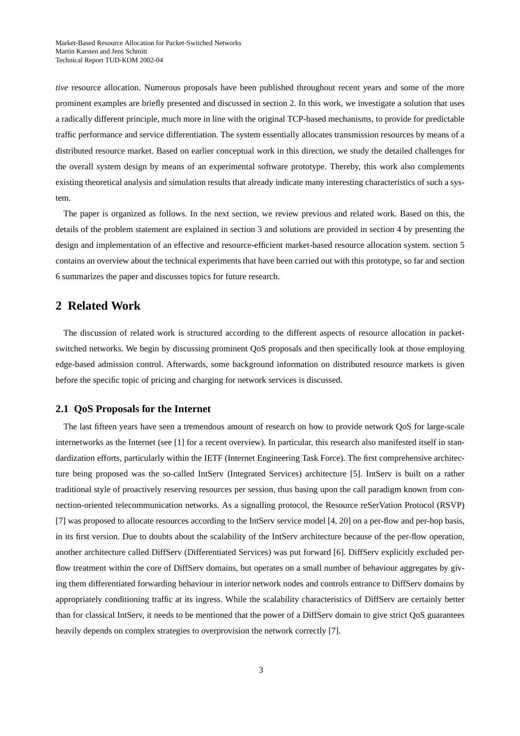*tive* resource allocation. Numerous proposals have been published throughout recent years and some of the more prominent examples are briefly presented and discussed in section 2. In this work, we investigate a solution that uses a radically different principle, much more in line with the original TCP-based mechanisms, to provide for predictable traffic performance and service differentiation. The system essentially allocates transmission resources by means of a distributed resource market. Based on earlier conceptual work in this direction, we study the detailed challenges for the overall system design by means of an experimental software prototype. Thereby, this work also complements existing theoretical analysis and simulation results that already indicate many interesting characteristics of such a system.

The paper is organized as follows. In the next section, we review previous and related work. Based on this, the details of the problem statement are explained in section 3 and solutions are provided in section 4 by presenting the design and implementation of an effective and resource-efficient market-based resource allocation system. section 5 contains an overview about the technical experiments that have been carried out with this prototype, so far and section 6 summarizes the paper and discusses topics for future research.

## 2 Related Work

The discussion of related work is structured according to the different aspects of resource allocation in packet-switched networks. We begin by discussing prominent QoS proposals and then specifically look at those employing edge-based admission control. Afterwards, some background information on distributed resource markets is given before the specific topic of pricing and charging for network services is discussed.

### 2.1 QoS Proposals for the Internet

The last fifteen years have seen a tremendous amount of research on how to provide network QoS for large-scale internetworks as the Internet (see [1] for a recent overview). In particular, this research also manifested itself in standardization efforts, particularly within the IETF (Internet Engineering Task Force). The first comprehensive architecture being proposed was the so-called IntServ (Integrated Services) architecture [5]. IntServ is built on a rather traditional style of proactively reserving resources per session, thus basing upon the call paradigm known from connection-oriented telecommunication networks. As a signalling protocol, the Resource reSerVation Protocol (RSVP) [7] was proposed to allocate resources according to the IntServ service model [4, 20] on a per-flow and per-hop basis, in its first version. Due to doubts about the scalability of the IntServ architecture because of the per-flow operation, another architecture called DiffServ (Differentiated Services) was put forward [6]. DiffServ explicitly excluded per-flow treatment within the core of DiffServ domains, but operates on a small number of behaviour aggregates by giving them differentiated forwarding behaviour in interior network nodes and controls entrance to DiffServ domains by appropriately conditioning traffic at its ingress. While the scalability characteristics of DiffServ are certainly better than for classical IntServ, it needs to be mentioned that the power of a DiffServ domain to give strict QoS guarantees heavily depends on complex strategies to overprovision the network correctly [7].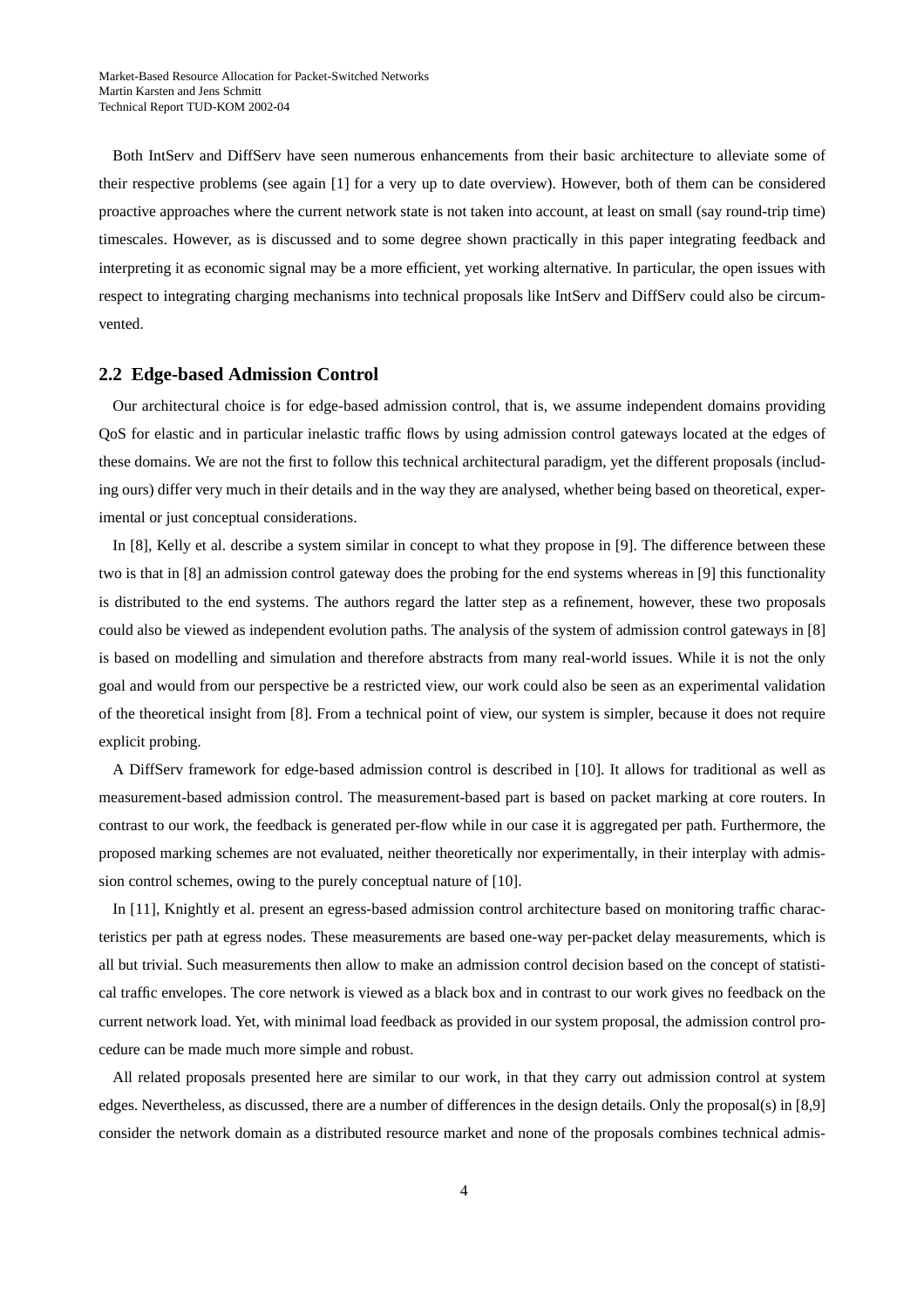Both IntServ and DiffServ have seen numerous enhancements from their basic architecture to alleviate some of their respective problems (see again [1] for a very up to date overview). However, both of them can be considered proactive approaches where the current network state is not taken into account, at least on small (say round-trip time) timescales. However, as is discussed and to some degree shown practically in this paper integrating feedback and interpreting it as economic signal may be a more efficient, yet working alternative. In particular, the open issues with respect to integrating charging mechanisms into technical proposals like IntServ and DiffServ could also be circumvented.

## 2.2 Edge-based Admission Control

Our architectural choice is for edge-based admission control, that is, we assume independent domains providing QoS for elastic and in particular inelastic traffic flows by using admission control gateways located at the edges of these domains. We are not the first to follow this technical architectural paradigm, yet the different proposals (including ours) differ very much in their details and in the way they are analysed, whether being based on theoretical, experimental or just conceptual considerations.

In [8], Kelly et al. describe a system similar in concept to what they propose in [9]. The difference between these two is that in [8] an admission control gateway does the probing for the end systems whereas in [9] this functionality is distributed to the end systems. The authors regard the latter step as a refinement, however, these two proposals could also be viewed as independent evolution paths. The analysis of the system of admission control gateways in [8] is based on modelling and simulation and therefore abstracts from many real-world issues. While it is not the only goal and would from our perspective be a restricted view, our work could also be seen as an experimental validation of the theoretical insight from [8]. From a technical point of view, our system is simpler, because it does not require explicit probing.

A DiffServ framework for edge-based admission control is described in [10]. It allows for traditional as well as measurement-based admission control. The measurement-based part is based on packet marking at core routers. In contrast to our work, the feedback is generated per-flow while in our case it is aggregated per path. Furthermore, the proposed marking schemes are not evaluated, neither theoretically nor experimentally, in their interplay with admission control schemes, owing to the purely conceptual nature of [10].

In [11], Knightly et al. present an egress-based admission control architecture based on monitoring traffic characteristics per path at egress nodes. These measurements are based one-way per-packet delay measurements, which is all but trivial. Such measurements then allow to make an admission control decision based on the concept of statistical traffic envelopes. The core network is viewed as a black box and in contrast to our work gives no feedback on the current network load. Yet, with minimal load feedback as provided in our system proposal, the admission control procedure can be made much more simple and robust.

All related proposals presented here are similar to our work, in that they carry out admission control at system edges. Nevertheless, as discussed, there are a number of differences in the design details. Only the proposal(s) in [8,9] consider the network domain as a distributed resource market and none of the proposals combines technical admis-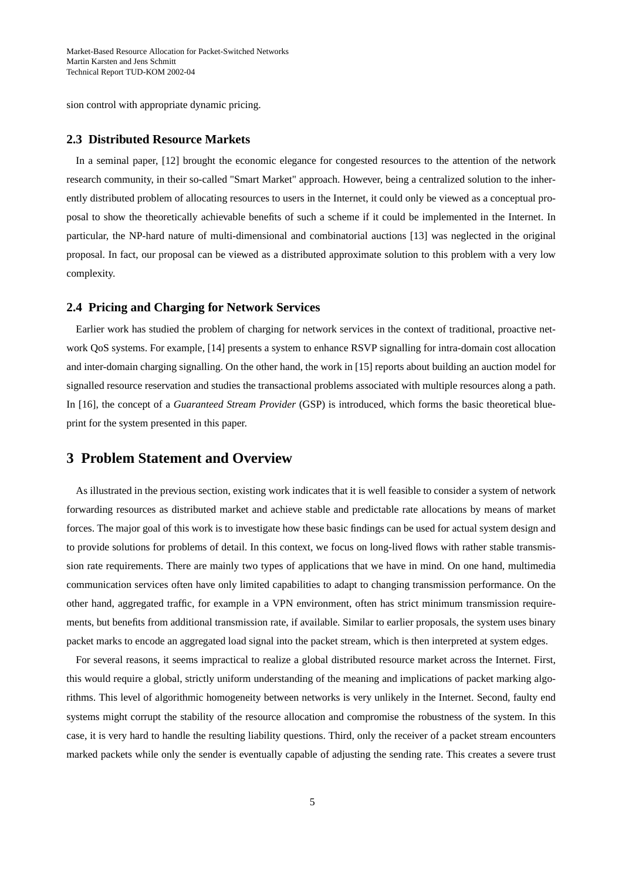sion control with appropriate dynamic pricing.

### 2.3 Distributed Resource Markets

In a seminal paper, [12] brought the economic elegance for congested resources to the attention of the network research community, in their so-called "Smart Market" approach. However, being a centralized solution to the inherently distributed problem of allocating resources to users in the Internet, it could only be viewed as a conceptual proposal to show the theoretically achievable benefits of such a scheme if it could be implemented in the Internet. In particular, the NP-hard nature of multi-dimensional and combinatorial auctions [13] was neglected in the original proposal. In fact, our proposal can be viewed as a distributed approximate solution to this problem with a very low complexity.

### 2.4 Pricing and Charging for Network Services

Earlier work has studied the problem of charging for network services in the context of traditional, proactive network QoS systems. For example, [14] presents a system to enhance RSVP signalling for intra-domain cost allocation and inter-domain charging signalling. On the other hand, the work in [15] reports about building an auction model for signalled resource reservation and studies the transactional problems associated with multiple resources along a path. In [16], the concept of a *Guaranteed Stream Provider* (GSP) is introduced, which forms the basic theoretical blueprint for the system presented in this paper.

## 3 Problem Statement and Overview

As illustrated in the previous section, existing work indicates that it is well feasible to consider a system of network forwarding resources as distributed market and achieve stable and predictable rate allocations by means of market forces. The major goal of this work is to investigate how these basic findings can be used for actual system design and to provide solutions for problems of detail. In this context, we focus on long-lived flows with rather stable transmission rate requirements. There are mainly two types of applications that we have in mind. On one hand, multimedia communication services often have only limited capabilities to adapt to changing transmission performance. On the other hand, aggregated traffic, for example in a VPN environment, often has strict minimum transmission requirements, but benefits from additional transmission rate, if available. Similar to earlier proposals, the system uses binary packet marks to encode an aggregated load signal into the packet stream, which is then interpreted at system edges.

For several reasons, it seems impractical to realize a global distributed resource market across the Internet. First, this would require a global, strictly uniform understanding of the meaning and implications of packet marking algorithms. This level of algorithmic homogeneity between networks is very unlikely in the Internet. Second, faulty end systems might corrupt the stability of the resource allocation and compromise the robustness of the system. In this case, it is very hard to handle the resulting liability questions. Third, only the receiver of a packet stream encounters marked packets while only the sender is eventually capable of adjusting the sending rate. This creates a severe trust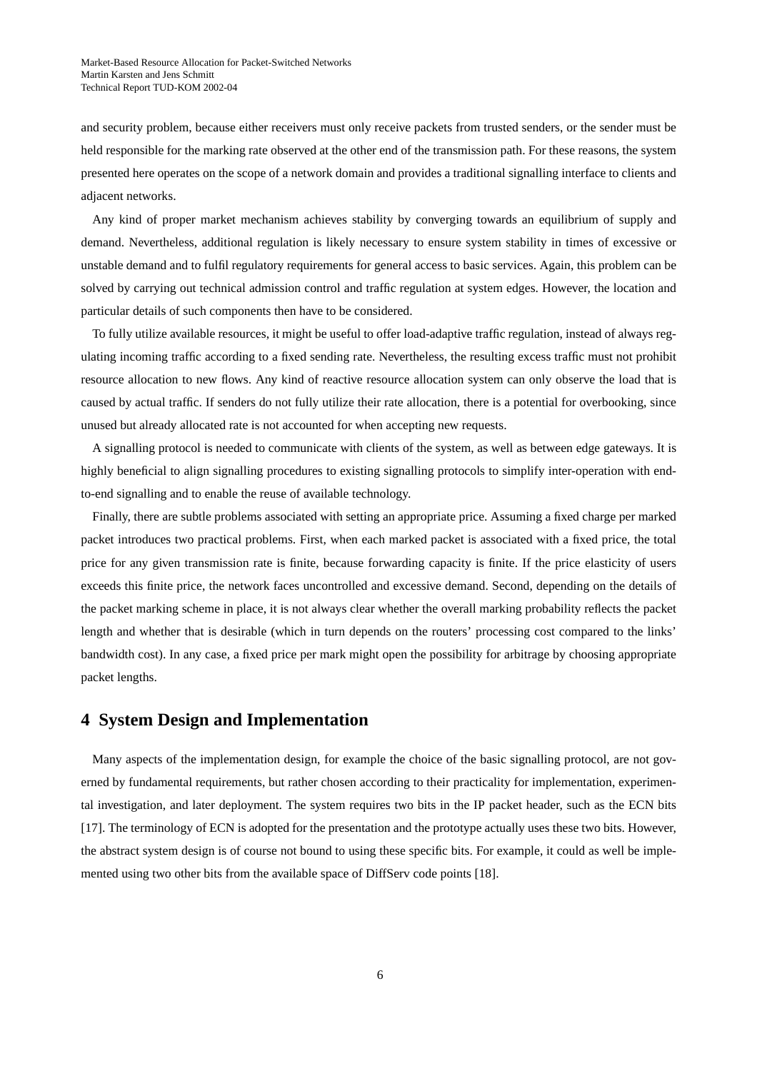and security problem, because either receivers must only receive packets from trusted senders, or the sender must be held responsible for the marking rate observed at the other end of the transmission path. For these reasons, the system presented here operates on the scope of a network domain and provides a traditional signalling interface to clients and adjacent networks.

Any kind of proper market mechanism achieves stability by converging towards an equilibrium of supply and demand. Nevertheless, additional regulation is likely necessary to ensure system stability in times of excessive or unstable demand and to fulfil regulatory requirements for general access to basic services. Again, this problem can be solved by carrying out technical admission control and traffic regulation at system edges. However, the location and particular details of such components then have to be considered.

To fully utilize available resources, it might be useful to offer load-adaptive traffic regulation, instead of always regulating incoming traffic according to a fixed sending rate. Nevertheless, the resulting excess traffic must not prohibit resource allocation to new flows. Any kind of reactive resource allocation system can only observe the load that is caused by actual traffic. If senders do not fully utilize their rate allocation, there is a potential for overbooking, since unused but already allocated rate is not accounted for when accepting new requests.

A signalling protocol is needed to communicate with clients of the system, as well as between edge gateways. It is highly beneficial to align signalling procedures to existing signalling protocols to simplify inter-operation with end-to-end signalling and to enable the reuse of available technology.

Finally, there are subtle problems associated with setting an appropriate price. Assuming a fixed charge per marked packet introduces two practical problems. First, when each marked packet is associated with a fixed price, the total price for any given transmission rate is finite, because forwarding capacity is finite. If the price elasticity of users exceeds this finite price, the network faces uncontrolled and excessive demand. Second, depending on the details of the packet marking scheme in place, it is not always clear whether the overall marking probability reflects the packet length and whether that is desirable (which in turn depends on the routers' processing cost compared to the links' bandwidth cost). In any case, a fixed price per mark might open the possibility for arbitrage by choosing appropriate packet lengths.

# 4 System Design and Implementation

Many aspects of the implementation design, for example the choice of the basic signalling protocol, are not governed by fundamental requirements, but rather chosen according to their practicality for implementation, experimental investigation, and later deployment. The system requires two bits in the IP packet header, such as the ECN bits [17]. The terminology of ECN is adopted for the presentation and the prototype actually uses these two bits. However, the abstract system design is of course not bound to using these specific bits. For example, it could as well be implemented using two other bits from the available space of DiffServ code points [18].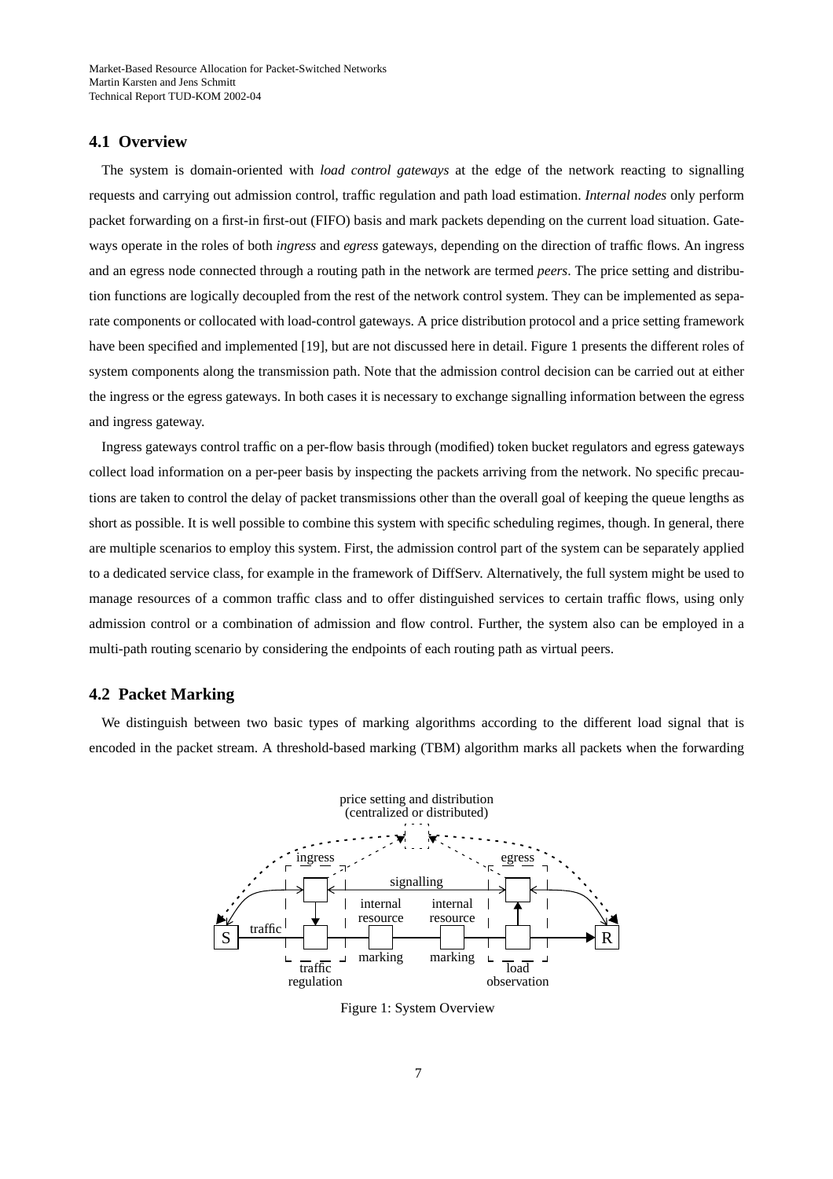## 4.1 Overview

The system is domain-oriented with *load control gateways* at the edge of the network reacting to signalling requests and carrying out admission control, traffic regulation and path load estimation. *Internal nodes* only perform packet forwarding on a first-in first-out (FIFO) basis and mark packets depending on the current load situation. Gateways operate in the roles of both *ingress* and *egress* gateways, depending on the direction of traffic flows. An ingress and an egress node connected through a routing path in the network are termed *peers*. The price setting and distribution functions are logically decoupled from the rest of the network control system. They can be implemented as separate components or collocated with load-control gateways. A price distribution protocol and a price setting framework have been specified and implemented [19], but are not discussed here in detail. Figure 1 presents the different roles of system components along the transmission path. Note that the admission control decision can be carried out at either the ingress or the egress gateways. In both cases it is necessary to exchange signalling information between the egress and ingress gateway.

Ingress gateways control traffic on a per-flow basis through (modified) token bucket regulators and egress gateways collect load information on a per-peer basis by inspecting the packets arriving from the network. No specific precautions are taken to control the delay of packet transmissions other than the overall goal of keeping the queue lengths as short as possible. It is well possible to combine this system with specific scheduling regimes, though. In general, there are multiple scenarios to employ this system. First, the admission control part of the system can be separately applied to a dedicated service class, for example in the framework of DiffServ. Alternatively, the full system might be used to manage resources of a common traffic class and to offer distinguished services to certain traffic flows, using only admission control or a combination of admission and flow control. Further, the system also can be employed in a multi-path routing scenario by considering the endpoints of each routing path as virtual peers.

## 4.2 Packet Marking

We distinguish between two basic types of marking algorithms according to the different load signal that is encoded in the packet stream. A threshold-based marking (TBM) algorithm marks all packets when the forwarding

Figure 1: System Overview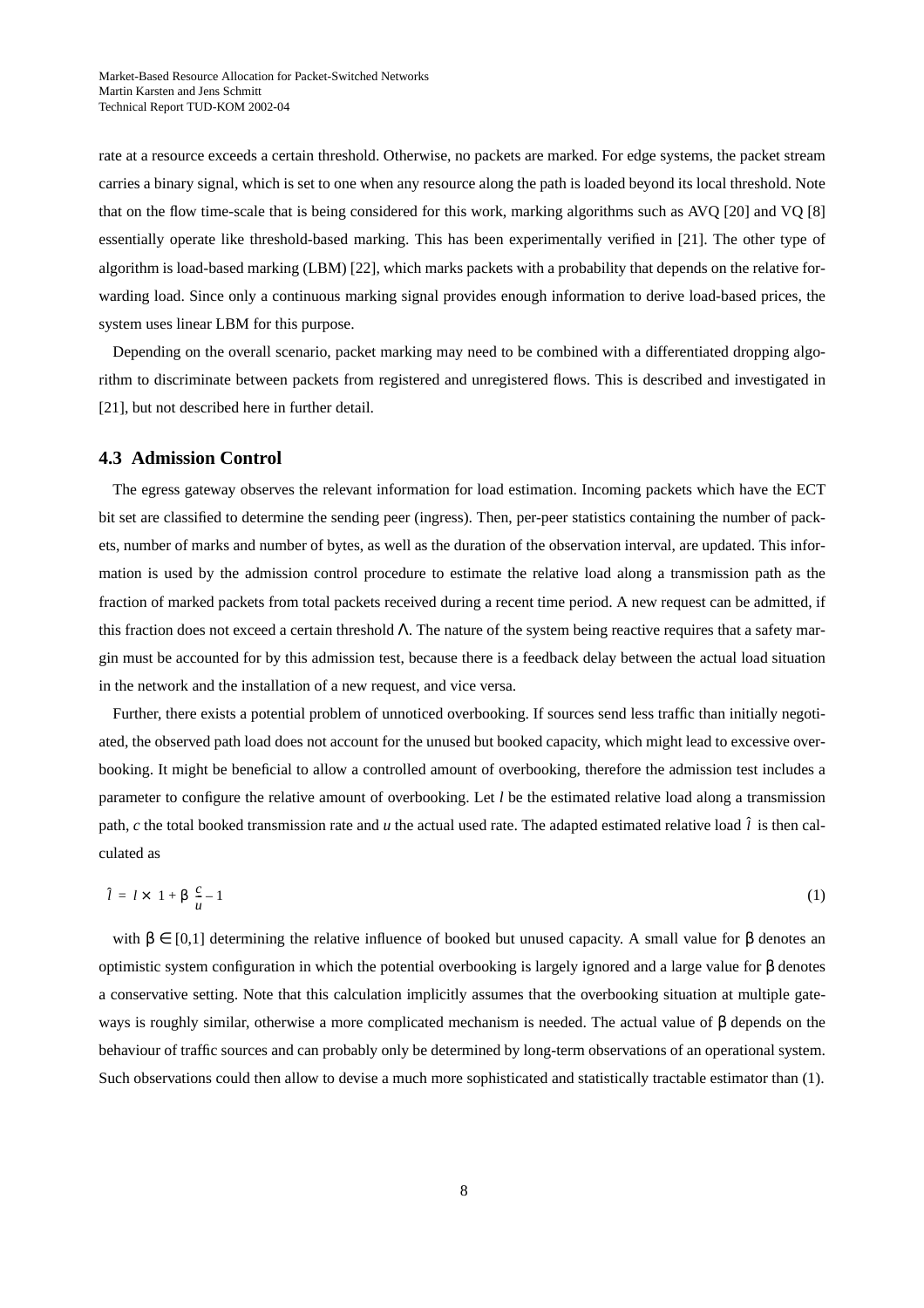rate at a resource exceeds a certain threshold. Otherwise, no packets are marked. For edge systems, the packet stream carries a binary signal, which is set to one when any resource along the path is loaded beyond its local threshold. Note that on the flow time-scale that is being considered for this work, marking algorithms such as AVQ [20] and VQ [8] essentially operate like threshold-based marking. This has been experimentally verified in [21]. The other type of algorithm is load-based marking (LBM) [22], which marks packets with a probability that depends on the relative forwarding load. Since only a continuous marking signal provides enough information to derive load-based prices, the system uses linear LBM for this purpose.

Depending on the overall scenario, packet marking may need to be combined with a differentiated dropping algorithm to discriminate between packets from registered and unregistered flows. This is described and investigated in [21], but not described here in further detail.

### 4.3 Admission Control

The egress gateway observes the relevant information for load estimation. Incoming packets which have the ECT bit set are classified to determine the sending peer (ingress). Then, per-peer statistics containing the number of packets, number of marks and number of bytes, as well as the duration of the observation interval, are updated. This information is used by the admission control procedure to estimate the relative load along a transmission path as the fraction of marked packets from total packets received during a recent time period. A new request can be admitted, if this fraction does not exceed a certain threshold $\Lambda$. The nature of the system being reactive requires that a safety margin must be accounted for by this admission test, because there is a feedback delay between the actual load situation in the network and the installation of a new request, and vice versa.

Further, there exists a potential problem of unnoticed overbooking. If sources send less traffic than initially negotiated, the observed path load does not account for the unused but booked capacity, which might lead to excessive overbooking. It might be beneficial to allow a controlled amount of overbooking, therefore the admission test includes a parameter to configure the relative amount of overbooking. Let $l$ be the estimated relative load along a transmission path, $c$ the total booked transmission rate and $u$ the actual used rate. The adapted estimated relative load $\hat{l}$ is then calculated as

$$\hat{l} = l \times \left(1 + \beta\left(\frac{c}{u} - 1\right)\right) \tag{1}$$

with $\beta \in [0,1]$ determining the relative influence of booked but unused capacity. A small value for $\beta$ denotes an optimistic system configuration in which the potential overbooking is largely ignored and a large value for $\beta$ denotes a conservative setting. Note that this calculation implicitly assumes that the overbooking situation at multiple gateways is roughly similar, otherwise a more complicated mechanism is needed. The actual value of $\beta$ depends on the behaviour of traffic sources and can probably only be determined by long-term observations of an operational system. Such observations could then allow to devise a much more sophisticated and statistically tractable estimator than (1).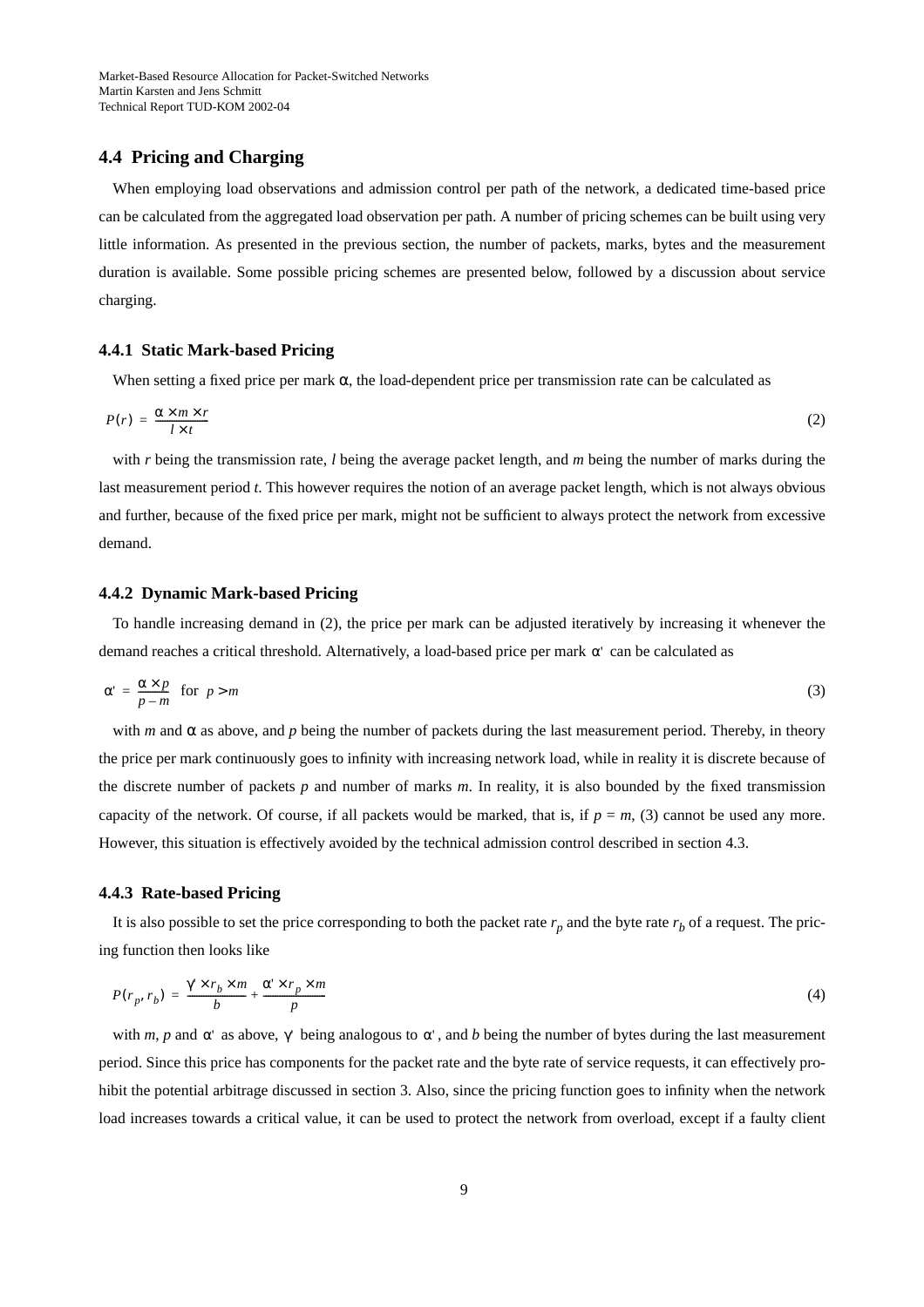## 4.4 Pricing and Charging

When employing load observations and admission control per path of the network, a dedicated time-based price can be calculated from the aggregated load observation per path. A number of pricing schemes can be built using very little information. As presented in the previous section, the number of packets, marks, bytes and the measurement duration is available. Some possible pricing schemes are presented below, followed by a discussion about service charging.

### 4.4.1 Static Mark-based Pricing

When setting a fixed price per mark $\alpha$, the load-dependent price per transmission rate can be calculated as

$$P(r) = \frac{\alpha \times m \times r}{l \times t} \tag{2}$$

with $r$ being the transmission rate, $l$ being the average packet length, and $m$ being the number of marks during the last measurement period $t$. This however requires the notion of an average packet length, which is not always obvious and further, because of the fixed price per mark, might not be sufficient to always protect the network from excessive demand.

### 4.4.2 Dynamic Mark-based Pricing

To handle increasing demand in (2), the price per mark can be adjusted iteratively by increasing it whenever the demand reaches a critical threshold. Alternatively, a load-based price per mark $\alpha'$ can be calculated as

$$\alpha' = \frac{\alpha \times p}{p - m} \quad \text{for } p > m \tag{3}$$

with $m$ and $\alpha$ as above, and $p$ being the number of packets during the last measurement period. Thereby, in theory the price per mark continuously goes to infinity with increasing network load, while in reality it is discrete because of the discrete number of packets $p$ and number of marks $m$. In reality, it is also bounded by the fixed transmission capacity of the network. Of course, if all packets would be marked, that is, if $p = m$, (3) cannot be used any more. However, this situation is effectively avoided by the technical admission control described in section 4.3.

### 4.4.3 Rate-based Pricing

It is also possible to set the price corresponding to both the packet rate $r_p$ and the byte rate $r_b$ of a request. The pricing function then looks like

$$P(r_p, r_b) = \frac{\gamma \times r_b \times m}{b} + \frac{\alpha' \times r_p \times m}{p} \tag{4}$$

with $m$, $p$ and $\alpha'$ as above, $\gamma$ being analogous to $\alpha'$, and $b$ being the number of bytes during the last measurement period. Since this price has components for the packet rate and the byte rate of service requests, it can effectively prohibit the potential arbitrage discussed in section 3. Also, since the pricing function goes to infinity when the network load increases towards a critical value, it can be used to protect the network from overload, except if a faulty client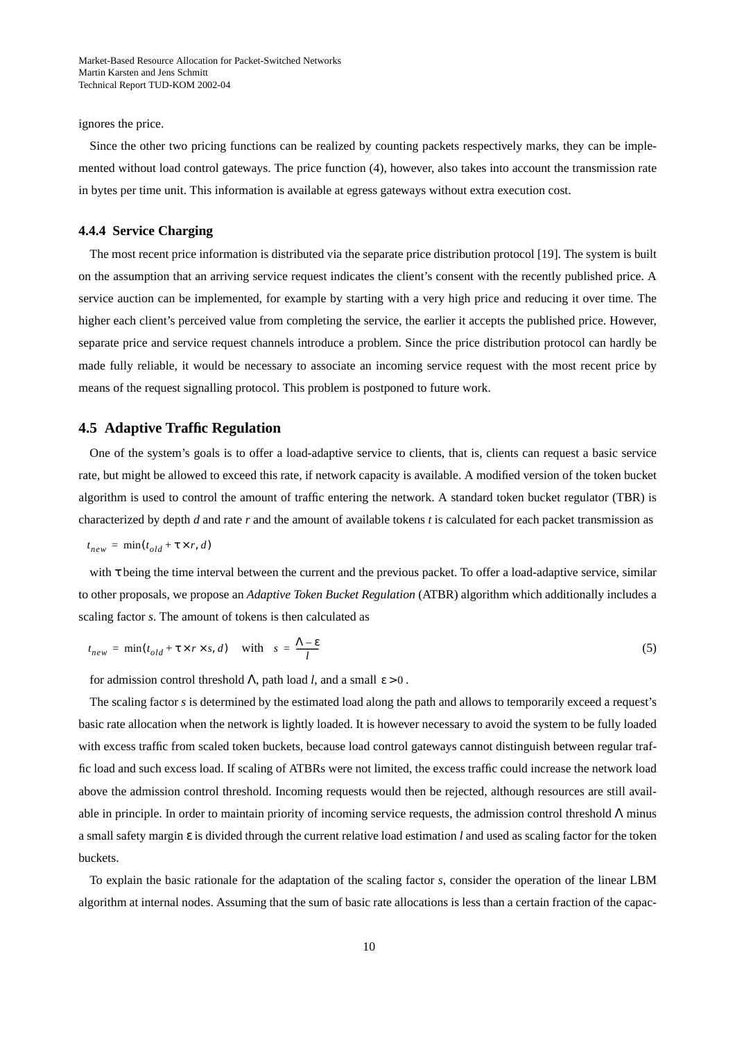ignores the price.

Since the other two pricing functions can be realized by counting packets respectively marks, they can be implemented without load control gateways. The price function (4), however, also takes into account the transmission rate in bytes per time unit. This information is available at egress gateways without extra execution cost.

#### 4.4.4 Service Charging

The most recent price information is distributed via the separate price distribution protocol [19]. The system is built on the assumption that an arriving service request indicates the client's consent with the recently published price. A service auction can be implemented, for example by starting with a very high price and reducing it over time. The higher each client's perceived value from completing the service, the earlier it accepts the published price. However, separate price and service request channels introduce a problem. Since the price distribution protocol can hardly be made fully reliable, it would be necessary to associate an incoming service request with the most recent price by means of the request signalling protocol. This problem is postponed to future work.

### 4.5 Adaptive Traffic Regulation

One of the system's goals is to offer a load-adaptive service to clients, that is, clients can request a basic service rate, but might be allowed to exceed this rate, if network capacity is available. A modified version of the token bucket algorithm is used to control the amount of traffic entering the network. A standard token bucket regulator (TBR) is characterized by depth *d* and rate *r* and the amount of available tokens *t* is calculated for each packet transmission as

$$t_{new} = \min(t_{old} + \tau \times r, d)$$

with $\tau$ being the time interval between the current and the previous packet. To offer a load-adaptive service, similar to other proposals, we propose an *Adaptive Token Bucket Regulation* (ATBR) algorithm which additionally includes a scaling factor *s*. The amount of tokens is then calculated as

$$t_{new} = \min(t_{old} + \tau \times r \times s, d) \quad \text{with} \quad s = \frac{\Lambda - \varepsilon}{l} \tag{5}$$

for admission control threshold $\Lambda$, path load *l*, and a small $\varepsilon > 0$.

The scaling factor *s* is determined by the estimated load along the path and allows to temporarily exceed a request's basic rate allocation when the network is lightly loaded. It is however necessary to avoid the system to be fully loaded with excess traffic from scaled token buckets, because load control gateways cannot distinguish between regular traffic load and such excess load. If scaling of ATBRs were not limited, the excess traffic could increase the network load above the admission control threshold. Incoming requests would then be rejected, although resources are still available in principle. In order to maintain priority of incoming service requests, the admission control threshold $\Lambda$ minus a small safety margin $\varepsilon$ is divided through the current relative load estimation *l* and used as scaling factor for the token buckets.

To explain the basic rationale for the adaptation of the scaling factor *s*, consider the operation of the linear LBM algorithm at internal nodes. Assuming that the sum of basic rate allocations is less than a certain fraction of the capac-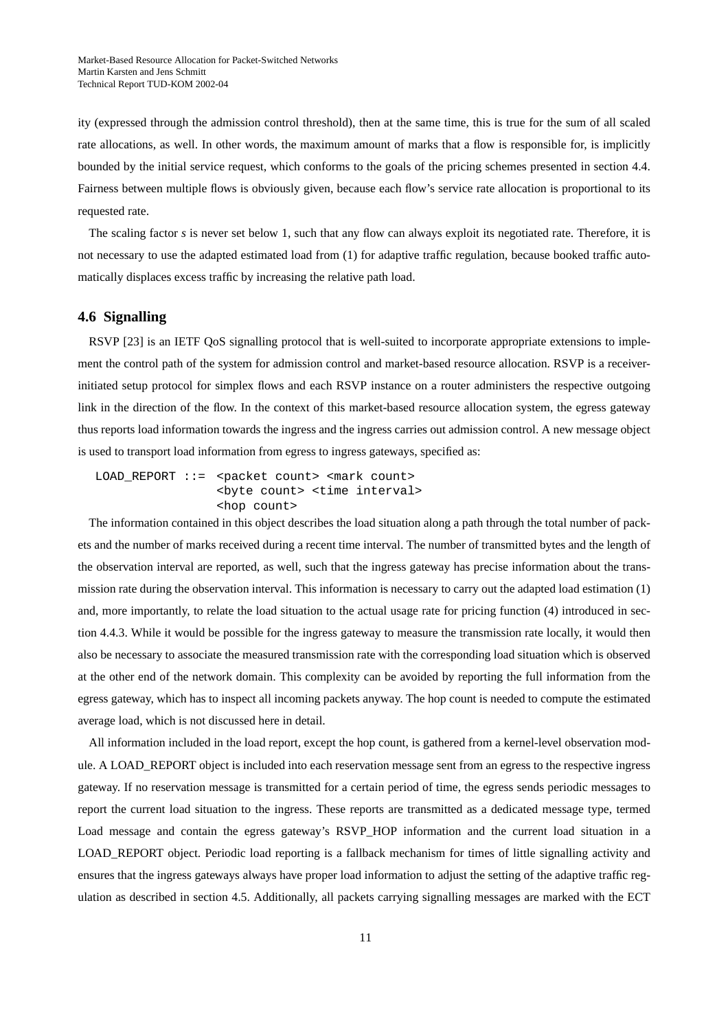ity (expressed through the admission control threshold), then at the same time, this is true for the sum of all scaled rate allocations, as well. In other words, the maximum amount of marks that a flow is responsible for, is implicitly bounded by the initial service request, which conforms to the goals of the pricing schemes presented in section 4.4. Fairness between multiple flows is obviously given, because each flow's service rate allocation is proportional to its requested rate.

The scaling factor $s$ is never set below 1, such that any flow can always exploit its negotiated rate. Therefore, it is not necessary to use the adapted estimated load from (1) for adaptive traffic regulation, because booked traffic automatically displaces excess traffic by increasing the relative path load.

### 4.6 Signalling

RSVP [23] is an IETF QoS signalling protocol that is well-suited to incorporate appropriate extensions to implement the control path of the system for admission control and market-based resource allocation. RSVP is a receiver-initiated setup protocol for simplex flows and each RSVP instance on a router administers the respective outgoing link in the direction of the flow. In the context of this market-based resource allocation system, the egress gateway thus reports load information towards the ingress and the ingress carries out admission control. A new message object is used to transport load information from egress to ingress gateways, specified as:

```
LOAD_REPORT ::=  <packet count> <mark count>
                 <byte count> <time interval>
                 <hop count>
```

The information contained in this object describes the load situation along a path through the total number of packets and the number of marks received during a recent time interval. The number of transmitted bytes and the length of the observation interval are reported, as well, such that the ingress gateway has precise information about the transmission rate during the observation interval. This information is necessary to carry out the adapted load estimation (1) and, more importantly, to relate the load situation to the actual usage rate for pricing function (4) introduced in section 4.4.3. While it would be possible for the ingress gateway to measure the transmission rate locally, it would then also be necessary to associate the measured transmission rate with the corresponding load situation which is observed at the other end of the network domain. This complexity can be avoided by reporting the full information from the egress gateway, which has to inspect all incoming packets anyway. The hop count is needed to compute the estimated average load, which is not discussed here in detail.

All information included in the load report, except the hop count, is gathered from a kernel-level observation module. A LOAD_REPORT object is included into each reservation message sent from an egress to the respective ingress gateway. If no reservation message is transmitted for a certain period of time, the egress sends periodic messages to report the current load situation to the ingress. These reports are transmitted as a dedicated message type, termed Load message and contain the egress gateway's RSVP_HOP information and the current load situation in a LOAD_REPORT object. Periodic load reporting is a fallback mechanism for times of little signalling activity and ensures that the ingress gateways always have proper load information to adjust the setting of the adaptive traffic regulation as described in section 4.5. Additionally, all packets carrying signalling messages are marked with the ECT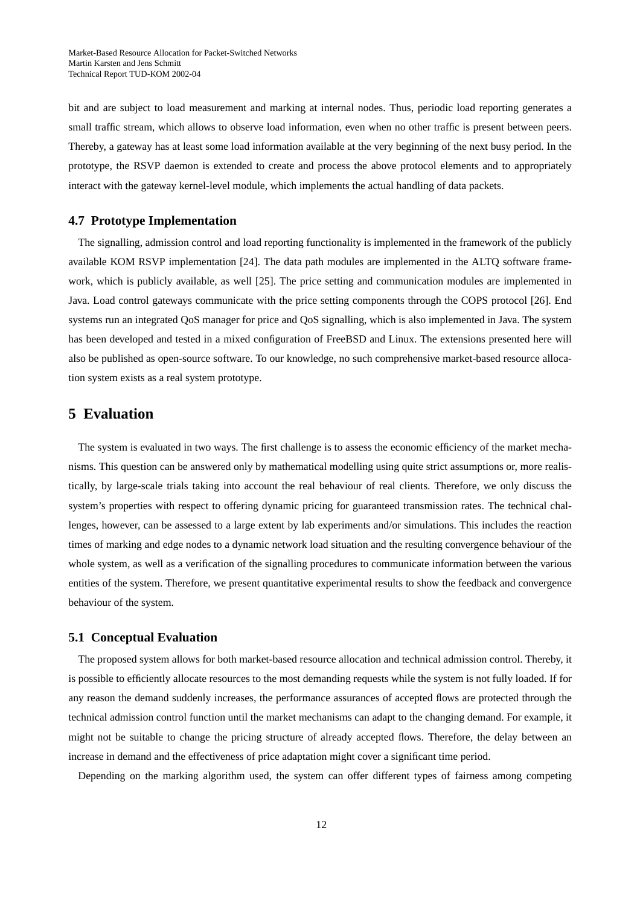bit and are subject to load measurement and marking at internal nodes. Thus, periodic load reporting generates a small traffic stream, which allows to observe load information, even when no other traffic is present between peers. Thereby, a gateway has at least some load information available at the very beginning of the next busy period. In the prototype, the RSVP daemon is extended to create and process the above protocol elements and to appropriately interact with the gateway kernel-level module, which implements the actual handling of data packets.

### 4.7 Prototype Implementation

The signalling, admission control and load reporting functionality is implemented in the framework of the publicly available KOM RSVP implementation [24]. The data path modules are implemented in the ALTQ software framework, which is publicly available, as well [25]. The price setting and communication modules are implemented in Java. Load control gateways communicate with the price setting components through the COPS protocol [26]. End systems run an integrated QoS manager for price and QoS signalling, which is also implemented in Java. The system has been developed and tested in a mixed configuration of FreeBSD and Linux. The extensions presented here will also be published as open-source software. To our knowledge, no such comprehensive market-based resource allocation system exists as a real system prototype.

## 5 Evaluation

The system is evaluated in two ways. The first challenge is to assess the economic efficiency of the market mechanisms. This question can be answered only by mathematical modelling using quite strict assumptions or, more realistically, by large-scale trials taking into account the real behaviour of real clients. Therefore, we only discuss the system's properties with respect to offering dynamic pricing for guaranteed transmission rates. The technical challenges, however, can be assessed to a large extent by lab experiments and/or simulations. This includes the reaction times of marking and edge nodes to a dynamic network load situation and the resulting convergence behaviour of the whole system, as well as a verification of the signalling procedures to communicate information between the various entities of the system. Therefore, we present quantitative experimental results to show the feedback and convergence behaviour of the system.

### 5.1 Conceptual Evaluation

The proposed system allows for both market-based resource allocation and technical admission control. Thereby, it is possible to efficiently allocate resources to the most demanding requests while the system is not fully loaded. If for any reason the demand suddenly increases, the performance assurances of accepted flows are protected through the technical admission control function until the market mechanisms can adapt to the changing demand. For example, it might not be suitable to change the pricing structure of already accepted flows. Therefore, the delay between an increase in demand and the effectiveness of price adaptation might cover a significant time period.

Depending on the marking algorithm used, the system can offer different types of fairness among competing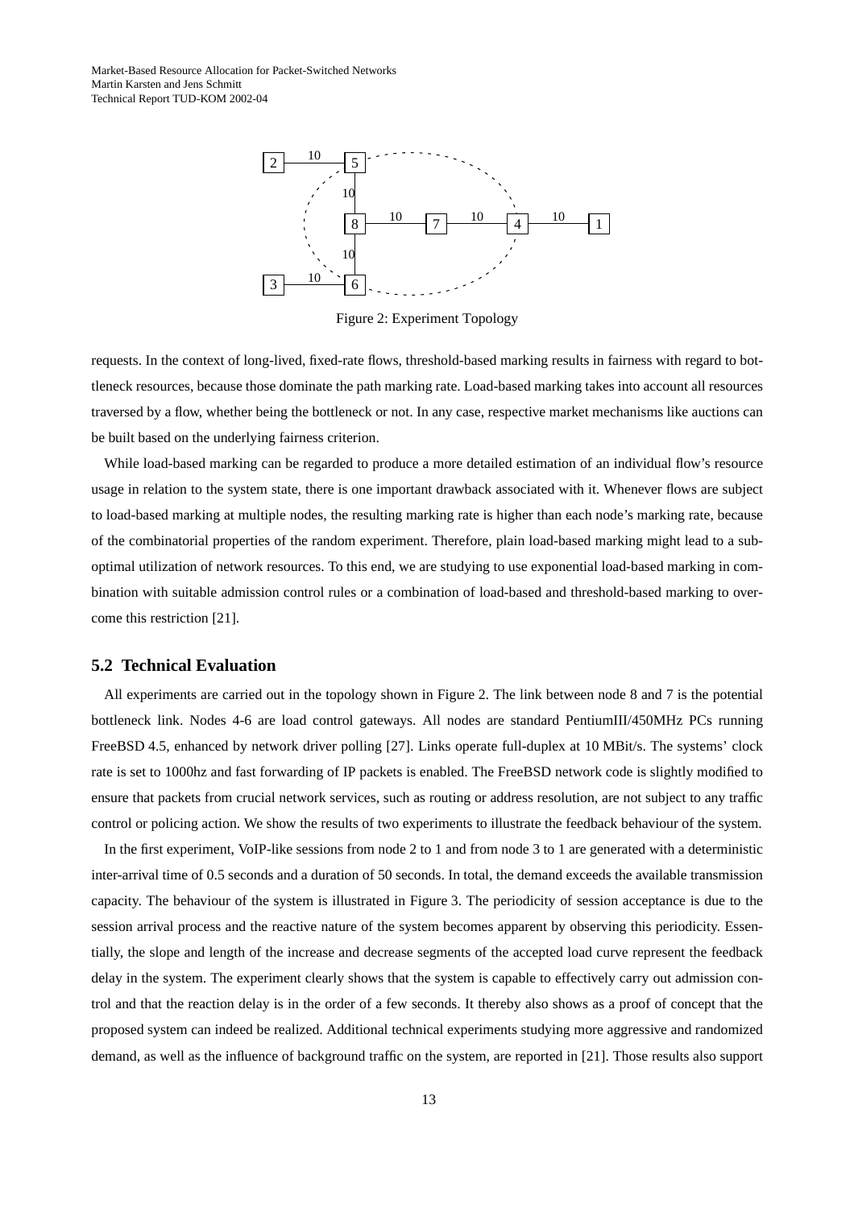Figure 2: Experiment Topology

requests. In the context of long-lived, fixed-rate flows, threshold-based marking results in fairness with regard to bottleneck resources, because those dominate the path marking rate. Load-based marking takes into account all resources traversed by a flow, whether being the bottleneck or not. In any case, respective market mechanisms like auctions can be built based on the underlying fairness criterion.

While load-based marking can be regarded to produce a more detailed estimation of an individual flow's resource usage in relation to the system state, there is one important drawback associated with it. Whenever flows are subject to load-based marking at multiple nodes, the resulting marking rate is higher than each node's marking rate, because of the combinatorial properties of the random experiment. Therefore, plain load-based marking might lead to a suboptimal utilization of network resources. To this end, we are studying to use exponential load-based marking in combination with suitable admission control rules or a combination of load-based and threshold-based marking to overcome this restriction [21].

## 5.2 Technical Evaluation

All experiments are carried out in the topology shown in Figure 2. The link between node 8 and 7 is the potential bottleneck link. Nodes 4-6 are load control gateways. All nodes are standard PentiumIII/450MHz PCs running FreeBSD 4.5, enhanced by network driver polling [27]. Links operate full-duplex at 10 MBit/s. The systems' clock rate is set to 1000hz and fast forwarding of IP packets is enabled. The FreeBSD network code is slightly modified to ensure that packets from crucial network services, such as routing or address resolution, are not subject to any traffic control or policing action. We show the results of two experiments to illustrate the feedback behaviour of the system.

In the first experiment, VoIP-like sessions from node 2 to 1 and from node 3 to 1 are generated with a deterministic inter-arrival time of 0.5 seconds and a duration of 50 seconds. In total, the demand exceeds the available transmission capacity. The behaviour of the system is illustrated in Figure 3. The periodicity of session acceptance is due to the session arrival process and the reactive nature of the system becomes apparent by observing this periodicity. Essentially, the slope and length of the increase and decrease segments of the accepted load curve represent the feedback delay in the system. The experiment clearly shows that the system is capable to effectively carry out admission control and that the reaction delay is in the order of a few seconds. It thereby also shows as a proof of concept that the proposed system can indeed be realized. Additional technical experiments studying more aggressive and randomized demand, as well as the influence of background traffic on the system, are reported in [21]. Those results also support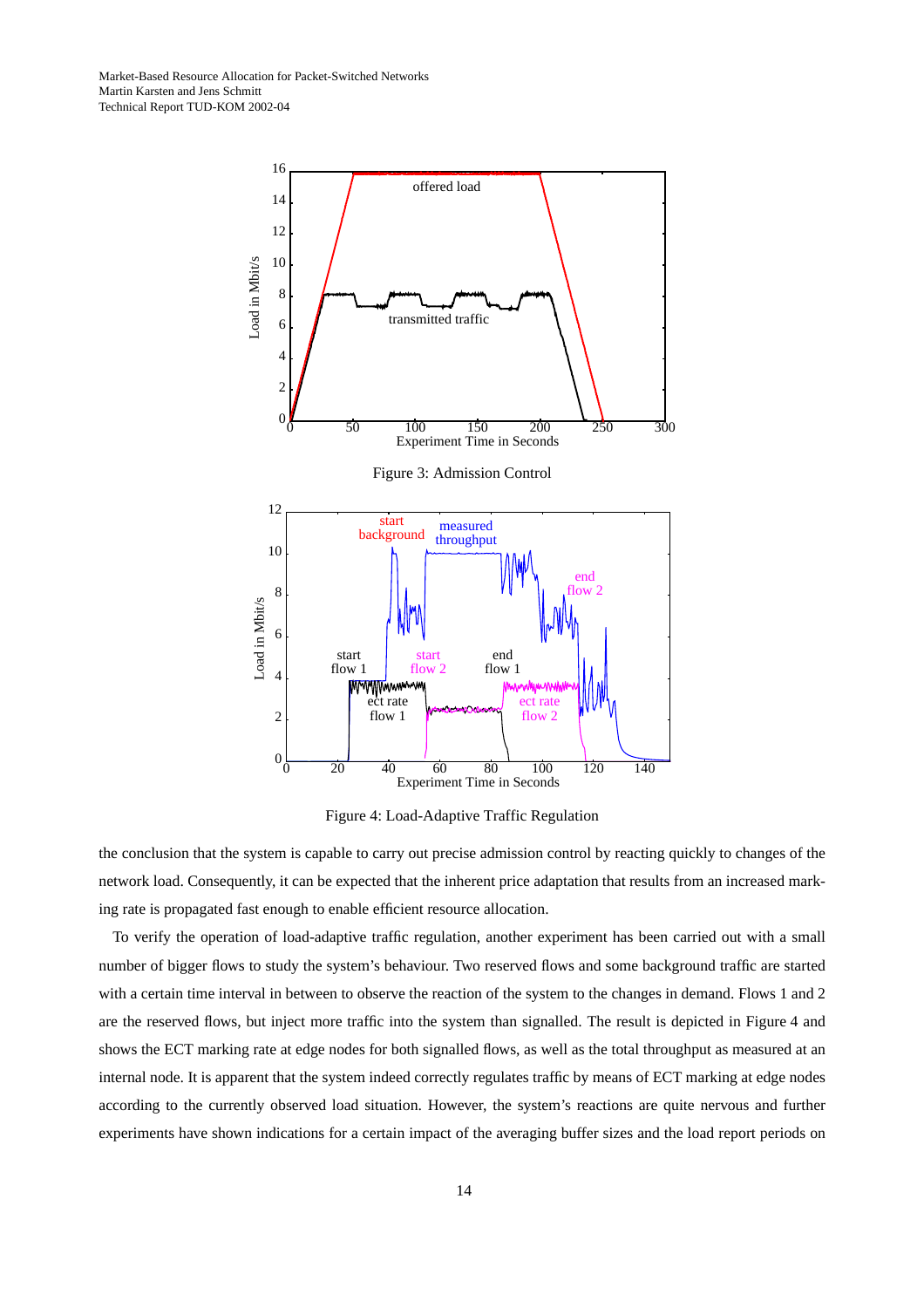Figure 3: Admission Control

Figure 4: Load-Adaptive Traffic Regulation

the conclusion that the system is capable to carry out precise admission control by reacting quickly to changes of the network load. Consequently, it can be expected that the inherent price adaptation that results from an increased marking rate is propagated fast enough to enable efficient resource allocation.

To verify the operation of load-adaptive traffic regulation, another experiment has been carried out with a small number of bigger flows to study the system's behaviour. Two reserved flows and some background traffic are started with a certain time interval in between to observe the reaction of the system to the changes in demand. Flows 1 and 2 are the reserved flows, but inject more traffic into the system than signalled. The result is depicted in Figure 4 and shows the ECT marking rate at edge nodes for both signalled flows, as well as the total throughput as measured at an internal node. It is apparent that the system indeed correctly regulates traffic by means of ECT marking at edge nodes according to the currently observed load situation. However, the system's reactions are quite nervous and further experiments have shown indications for a certain impact of the averaging buffer sizes and the load report periods on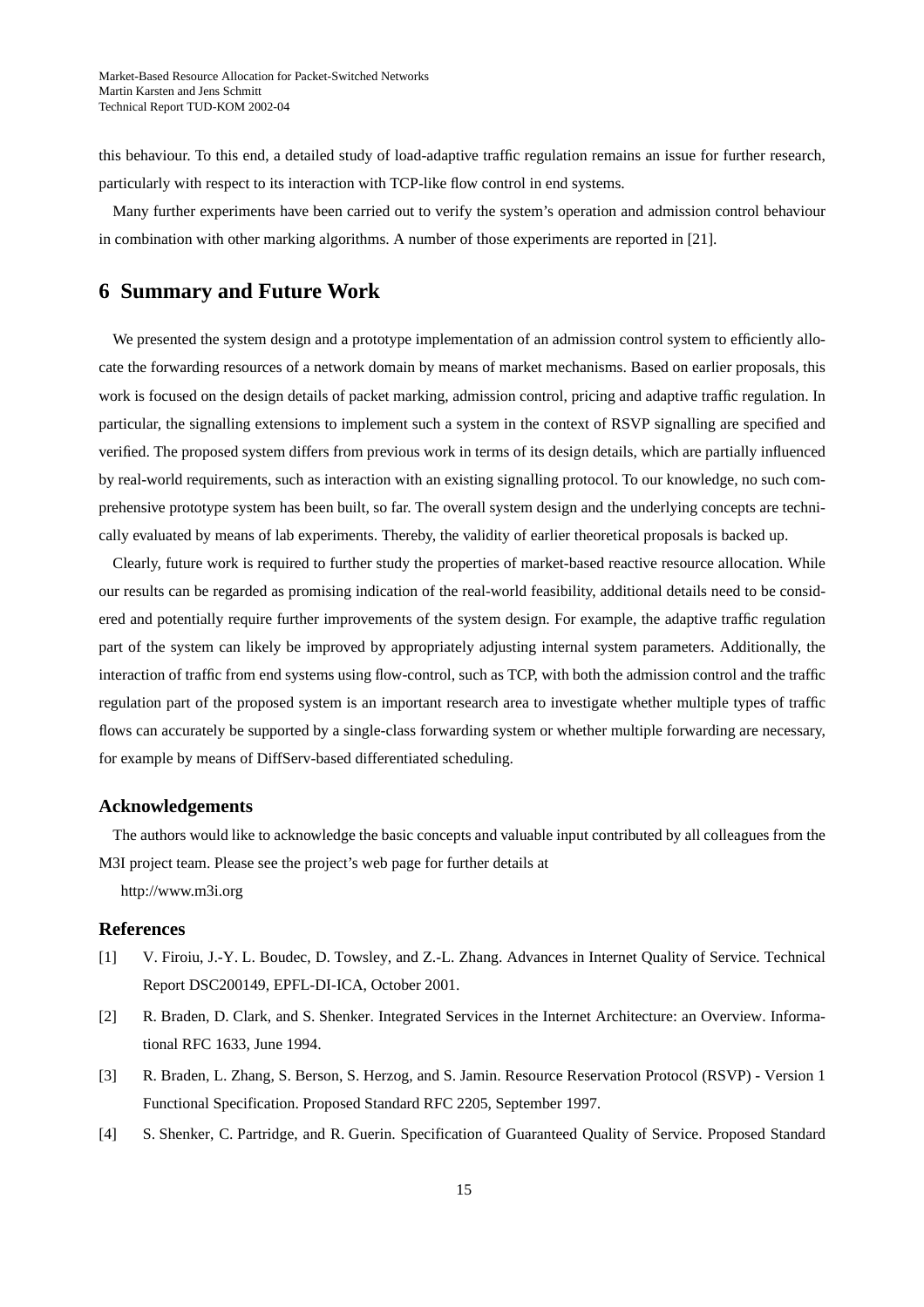this behaviour. To this end, a detailed study of load-adaptive traffic regulation remains an issue for further research, particularly with respect to its interaction with TCP-like flow control in end systems.

Many further experiments have been carried out to verify the system's operation and admission control behaviour in combination with other marking algorithms. A number of those experiments are reported in [21].

# 6 Summary and Future Work

We presented the system design and a prototype implementation of an admission control system to efficiently allocate the forwarding resources of a network domain by means of market mechanisms. Based on earlier proposals, this work is focused on the design details of packet marking, admission control, pricing and adaptive traffic regulation. In particular, the signalling extensions to implement such a system in the context of RSVP signalling are specified and verified. The proposed system differs from previous work in terms of its design details, which are partially influenced by real-world requirements, such as interaction with an existing signalling protocol. To our knowledge, no such comprehensive prototype system has been built, so far. The overall system design and the underlying concepts are technically evaluated by means of lab experiments. Thereby, the validity of earlier theoretical proposals is backed up.

Clearly, future work is required to further study the properties of market-based reactive resource allocation. While our results can be regarded as promising indication of the real-world feasibility, additional details need to be considered and potentially require further improvements of the system design. For example, the adaptive traffic regulation part of the system can likely be improved by appropriately adjusting internal system parameters. Additionally, the interaction of traffic from end systems using flow-control, such as TCP, with both the admission control and the traffic regulation part of the proposed system is an important research area to investigate whether multiple types of traffic flows can accurately be supported by a single-class forwarding system or whether multiple forwarding are necessary, for example by means of DiffServ-based differentiated scheduling.

### Acknowledgements

The authors would like to acknowledge the basic concepts and valuable input contributed by all colleagues from the M3I project team. Please see the project's web page for further details at

http://www.m3i.org

### References

[1] V. Firoiu, J.-Y. L. Boudec, D. Towsley, and Z.-L. Zhang. Advances in Internet Quality of Service. Technical Report DSC200149, EPFL-DI-ICA, October 2001.

[2] R. Braden, D. Clark, and S. Shenker. Integrated Services in the Internet Architecture: an Overview. Informational RFC 1633, June 1994.

[3] R. Braden, L. Zhang, S. Berson, S. Herzog, and S. Jamin. Resource Reservation Protocol (RSVP) - Version 1 Functional Specification. Proposed Standard RFC 2205, September 1997.

[4] S. Shenker, C. Partridge, and R. Guerin. Specification of Guaranteed Quality of Service. Proposed Standard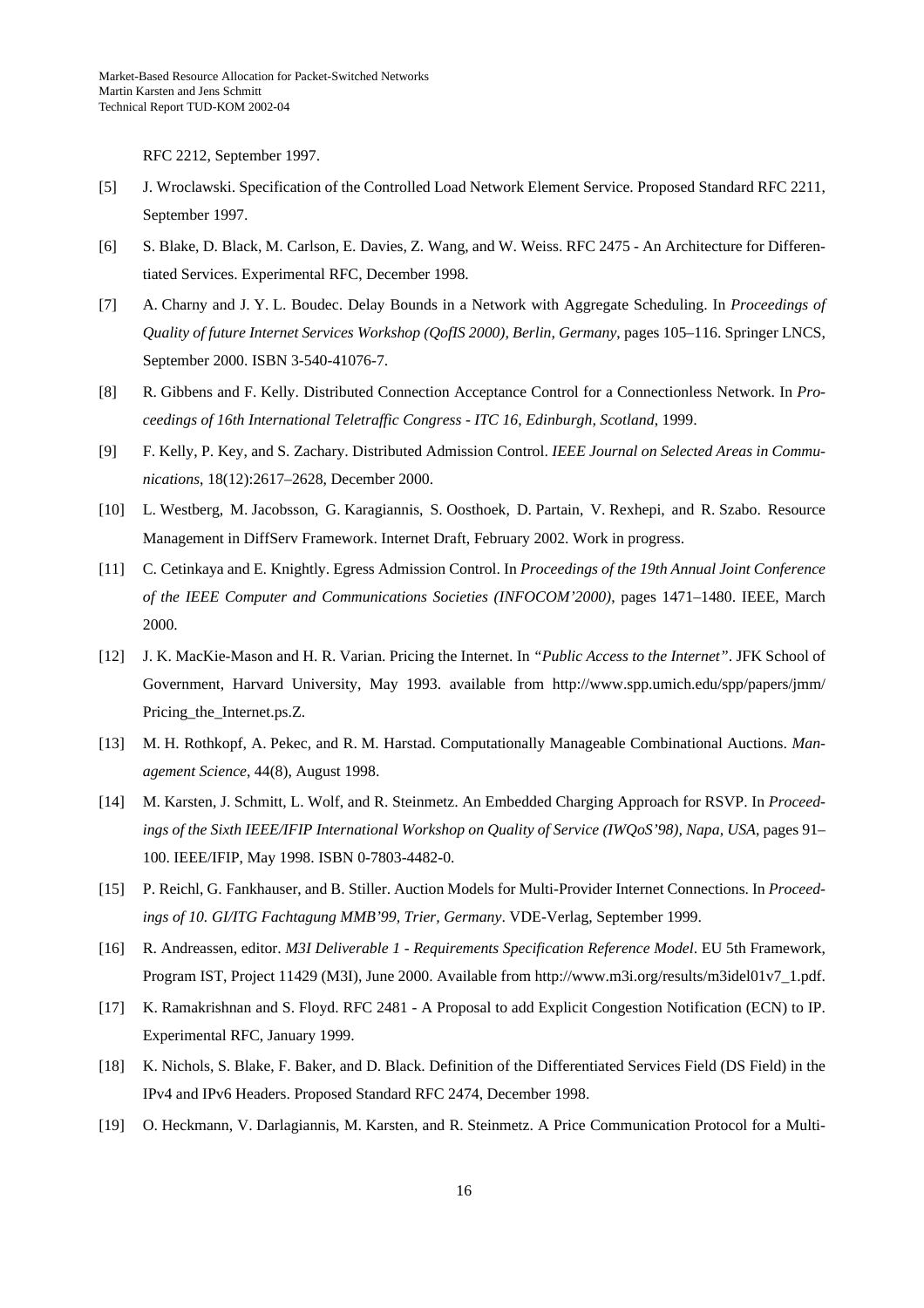RFC 2212, September 1997.

[5] J. Wroclawski. Specification of the Controlled Load Network Element Service. Proposed Standard RFC 2211, September 1997.

[6] S. Blake, D. Black, M. Carlson, E. Davies, Z. Wang, and W. Weiss. RFC 2475 - An Architecture for Differentiated Services. Experimental RFC, December 1998.

[7] A. Charny and J. Y. L. Boudec. Delay Bounds in a Network with Aggregate Scheduling. In *Proceedings of Quality of future Internet Services Workshop (QofIS 2000), Berlin, Germany*, pages 105–116. Springer LNCS, September 2000. ISBN 3-540-41076-7.

[8] R. Gibbens and F. Kelly. Distributed Connection Acceptance Control for a Connectionless Network. In *Proceedings of 16th International Teletraffic Congress - ITC 16, Edinburgh, Scotland*, 1999.

[9] F. Kelly, P. Key, and S. Zachary. Distributed Admission Control. *IEEE Journal on Selected Areas in Communications*, 18(12):2617–2628, December 2000.

[10] L. Westberg, M. Jacobsson, G. Karagiannis, S. Oosthoek, D. Partain, V. Rexhepi, and R. Szabo. Resource Management in DiffServ Framework. Internet Draft, February 2002. Work in progress.

[11] C. Cetinkaya and E. Knightly. Egress Admission Control. In *Proceedings of the 19th Annual Joint Conference of the IEEE Computer and Communications Societies (INFOCOM'2000)*, pages 1471–1480. IEEE, March 2000.

[12] J. K. MacKie-Mason and H. R. Varian. Pricing the Internet. In *"Public Access to the Internet"*. JFK School of Government, Harvard University, May 1993. available from http://www.spp.umich.edu/spp/papers/jmm/Pricing_the_Internet.ps.Z.

[13] M. H. Rothkopf, A. Pekec, and R. M. Harstad. Computationally Manageable Combinational Auctions. *Management Science*, 44(8), August 1998.

[14] M. Karsten, J. Schmitt, L. Wolf, and R. Steinmetz. An Embedded Charging Approach for RSVP. In *Proceedings of the Sixth IEEE/IFIP International Workshop on Quality of Service (IWQoS'98), Napa, USA*, pages 91–100. IEEE/IFIP, May 1998. ISBN 0-7803-4482-0.

[15] P. Reichl, G. Fankhauser, and B. Stiller. Auction Models for Multi-Provider Internet Connections. In *Proceedings of 10. GI/ITG Fachtagung MMB'99, Trier, Germany*. VDE-Verlag, September 1999.

[16] R. Andreassen, editor. *M3I Deliverable 1 - Requirements Specification Reference Model*. EU 5th Framework, Program IST, Project 11429 (M3I), June 2000. Available from http://www.m3i.org/results/m3idel01v7_1.pdf.

[17] K. Ramakrishnan and S. Floyd. RFC 2481 - A Proposal to add Explicit Congestion Notification (ECN) to IP. Experimental RFC, January 1999.

[18] K. Nichols, S. Blake, F. Baker, and D. Black. Definition of the Differentiated Services Field (DS Field) in the IPv4 and IPv6 Headers. Proposed Standard RFC 2474, December 1998.

[19] O. Heckmann, V. Darlagiannis, M. Karsten, and R. Steinmetz. A Price Communication Protocol for a Multi-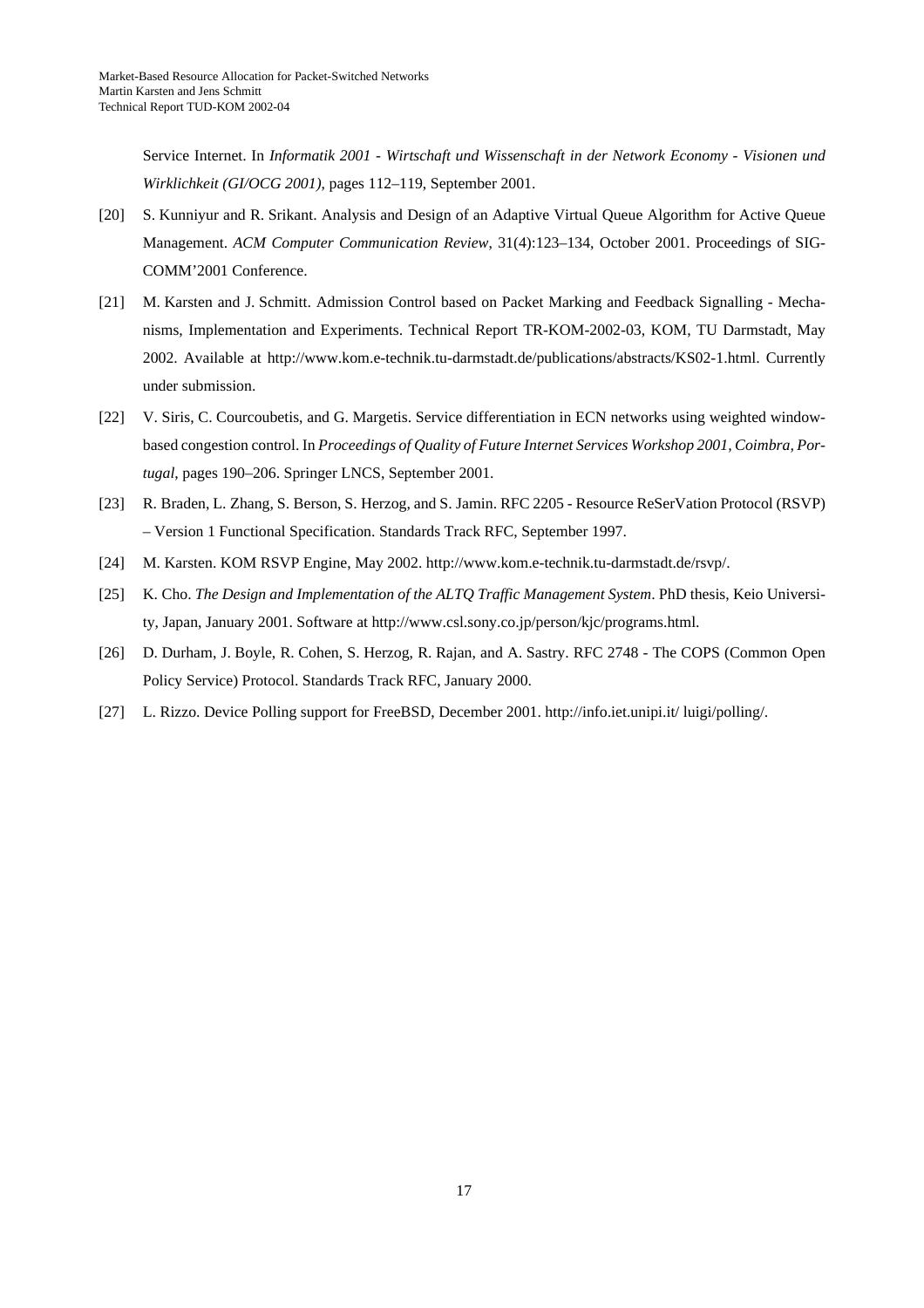Service Internet. In *Informatik 2001 - Wirtschaft und Wissenschaft in der Network Economy - Visionen und Wirklichkeit (GI/OCG 2001)*, pages 112–119, September 2001.

[20] S. Kunniyur and R. Srikant. Analysis and Design of an Adaptive Virtual Queue Algorithm for Active Queue Management. *ACM Computer Communication Review*, 31(4):123–134, October 2001. Proceedings of SIGCOMM'2001 Conference.

[21] M. Karsten and J. Schmitt. Admission Control based on Packet Marking and Feedback Signalling - Mechanisms, Implementation and Experiments. Technical Report TR-KOM-2002-03, KOM, TU Darmstadt, May 2002. Available at http://www.kom.e-technik.tu-darmstadt.de/publications/abstracts/KS02-1.html. Currently under submission.

[22] V. Siris, C. Courcoubetis, and G. Margetis. Service differentiation in ECN networks using weighted window-based congestion control. In *Proceedings of Quality of Future Internet Services Workshop 2001, Coimbra, Portugal*, pages 190–206. Springer LNCS, September 2001.

[23] R. Braden, L. Zhang, S. Berson, S. Herzog, and S. Jamin. RFC 2205 - Resource ReSerVation Protocol (RSVP) – Version 1 Functional Specification. Standards Track RFC, September 1997.

[24] M. Karsten. KOM RSVP Engine, May 2002. http://www.kom.e-technik.tu-darmstadt.de/rsvp/.

[25] K. Cho. *The Design and Implementation of the ALTQ Traffic Management System*. PhD thesis, Keio University, Japan, January 2001. Software at http://www.csl.sony.co.jp/person/kjc/programs.html.

[26] D. Durham, J. Boyle, R. Cohen, S. Herzog, R. Rajan, and A. Sastry. RFC 2748 - The COPS (Common Open Policy Service) Protocol. Standards Track RFC, January 2000.

[27] L. Rizzo. Device Polling support for FreeBSD, December 2001. http://info.iet.unipi.it/ luigi/polling/.